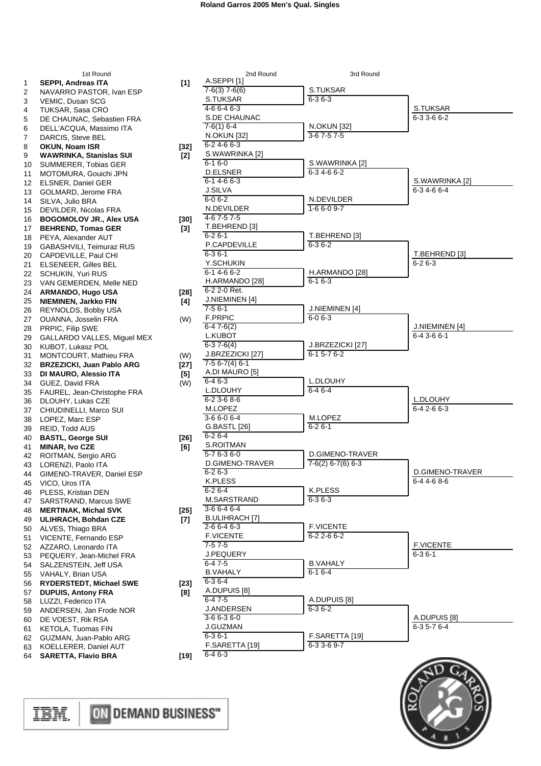# Roland Garros 2005 Men's Qual. Singles

## 1st Round

| # | Player | Seed |
|---|---|---|
| 1 | **SEPPI, Andreas ITA** | [1] |
| 2 | NAVARRO PASTOR, Ivan ESP | |
| 3 | VEMIC, Dusan SCG | |
| 4 | TUKSAR, Sasa CRO | |
| 5 | DE CHAUNAC, Sebastien FRA | |
| 6 | DELL'ACQUA, Massimo ITA | |
| 7 | DARCIS, Steve BEL | |
| 8 | **OKUN, Noam ISR** | [32] |
| 9 | **WAWRINKA, Stanislas SUI** | [2] |
| 10 | SUMMERER, Tobias GER | |
| 11 | MOTOMURA, Gouichi JPN | |
| 12 | ELSNER, Daniel GER | |
| 13 | GOLMARD, Jerome FRA | |
| 14 | SILVA, Julio BRA | |
| 15 | DEVILDER, Nicolas FRA | |
| 16 | **BOGOMOLOV JR., Alex USA** | [30] |
| 17 | **BEHREND, Tomas GER** | [3] |
| 18 | PEYA, Alexander AUT | |
| 19 | GABASHVILI, Teimuraz RUS | |
| 20 | CAPDEVILLE, Paul CHI | |
| 21 | ELSENEER, Gilles BEL | |
| 22 | SCHUKIN, Yuri RUS | |
| 23 | VAN GEMERDEN, Melle NED | |
| 24 | **ARMANDO, Hugo USA** | [28] |
| 25 | **NIEMINEN, Jarkko FIN** | [4] |
| 26 | REYNOLDS, Bobby USA | |
| 27 | OUANNA, Josselin FRA | (W) |
| 28 | PRPIC, Filip SWE | |
| 29 | GALLARDO VALLES, Miguel MEX | |
| 30 | KUBOT, Lukasz POL | |
| 31 | MONTCOURT, Mathieu FRA | (W) |
| 32 | **BRZEZICKI, Juan Pablo ARG** | [27] |
| 33 | **DI MAURO, Alessio ITA** | [5] |
| 34 | GUEZ, David FRA | (W) |
| 35 | FAUREL, Jean-Christophe FRA | |
| 36 | DLOUHY, Lukas CZE | |
| 37 | CHIUDINELLI, Marco SUI | |
| 38 | LOPEZ, Marc ESP | |
| 39 | REID, Todd AUS | |
| 40 | **BASTL, George SUI** | [26] |
| 41 | **MINAR, Ivo CZE** | [6] |
| 42 | ROITMAN, Sergio ARG | |
| 43 | LORENZI, Paolo ITA | |
| 44 | GIMENO-TRAVER, Daniel ESP | |
| 45 | VICO, Uros ITA | |
| 46 | PLESS, Kristian DEN | |
| 47 | SARSTRAND, Marcus SWE | |
| 48 | **MERTINAK, Michal SVK** | [25] |
| 49 | **ULIHRACH, Bohdan CZE** | [7] |
| 50 | ALVES, Thiago BRA | |
| 51 | VICENTE, Fernando ESP | |
| 52 | AZZARO, Leonardo ITA | |
| 53 | PEQUERY, Jean-Michel FRA | |
| 54 | SALZENSTEIN, Jeff USA | |
| 55 | VAHALY, Brian USA | |
| 56 | **RYDERSTEDT, Michael SWE** | [23] |
| 57 | **DUPUIS, Antony FRA** | [8] |
| 58 | LUZZI, Federico ITA | |
| 59 | ANDERSEN, Jan Frode NOR | |
| 60 | DE VOEST, Rik RSA | |
| 61 | KETOLA, Tuomas FIN | |
| 62 | GUZMAN, Juan-Pablo ARG | |
| 63 | KOELLERER, Daniel AUT | |
| 64 | **SARETTA, Flavio BRA** | [19] |

## 2nd Round

| Winner | Score |
|---|---|
| A.SEPPI [1] | 7-6(3) 7-6(6) |
| S.TUKSAR | 4-6 6-4 6-3 |
| S.DE CHAUNAC | 7-6(1) 6-4 |
| N.OKUN [32] | 6-2 4-6 6-3 |
| S.WAWRINKA [2] | 6-1 6-0 |
| D.ELSNER | 6-1 4-6 6-3 |
| J.SILVA | 6-0 6-2 |
| N.DEVILDER | 4-6 7-5 7-5 |
| T.BEHREND [3] | 6-2 6-1 |
| P.CAPDEVILLE | 6-3 6-1 |
| Y.SCHUKIN | 6-1 4-6 6-2 |
| H.ARMANDO [28] | 6-2 2-0 Ret. |
| J.NIEMINEN [4] | 7-5 6-1 |
| F.PRPIC | 6-4 7-6(2) |
| L.KUBOT | 6-3 7-6(4) |
| J.BRZEZICKI [27] | 7-5 6-7(4) 6-1 |
| A.DI MAURO [5] | 6-4 6-3 |
| L.DLOUHY | 6-2 3-6 8-6 |
| M.LOPEZ | 3-6 6-0 6-4 |
| G.BASTL [26] | 6-2 6-4 |
| S.ROITMAN | 5-7 6-3 6-0 |
| D.GIMENO-TRAVER | 6-2 6-3 |
| K.PLESS | 6-2 6-4 |
| M.SARSTRAND | 3-6 6-4 6-4 |
| B.ULIHRACH [7] | 2-6 6-4 6-3 |
| F.VICENTE | 7-5 7-5 |
| J.PEQUERY | 6-4 7-5 |
| B.VAHALY | 6-3 6-4 |
| A.DUPUIS [8] | 6-4 7-5 |
| J.ANDERSEN | 3-6 6-3 6-0 |
| J.GUZMAN | 6-3 6-1 |
| F.SARETTA [19] | 6-4 6-3 |

## 3rd Round

| Winner | Score |
|---|---|
| S.TUKSAR | 6-3 6-3 |
| N.OKUN [32] | 3-6 7-5 7-5 |
| S.WAWRINKA [2] | 6-3 4-6 6-2 |
| N.DEVILDER | 1-6 6-0 9-7 |
| T.BEHREND [3] | 6-3 6-2 |
| H.ARMANDO [28] | 6-1 6-3 |
| J.NIEMINEN [4] | 6-0 6-3 |
| J.BRZEZICKI [27] | 6-1 5-7 6-2 |
| L.DLOUHY | 6-4 6-4 |
| M.LOPEZ | 6-2 6-1 |
| D.GIMENO-TRAVER | 7-6(2) 6-7(6) 6-3 |
| K.PLESS | 6-3 6-3 |
| F.VICENTE | 6-2 2-6 6-2 |
| B.VAHALY | 6-1 6-4 |
| A.DUPUIS [8] | 6-3 6-2 |
| F.SARETTA [19] | 6-3 3-6 9-7 |

## Qualifiers

| Winner | Score |
|---|---|
| S.TUKSAR | 6-3 3-6 6-2 |
| S.WAWRINKA [2] | 6-3 4-6 6-4 |
| T.BEHREND [3] | 6-2 6-3 |
| J.NIEMINEN [4] | 6-4 3-6 6-1 |
| L.DLOUHY | 6-4 2-6 6-3 |
| D.GIMENO-TRAVER | 6-4 4-6 8-6 |
| F.VICENTE | 6-3 6-1 |
| A.DUPUIS [8] | 6-3 5-7 6-4 |

IBM. ON DEMAND BUSINESS™

ROLAND GARROS PARIS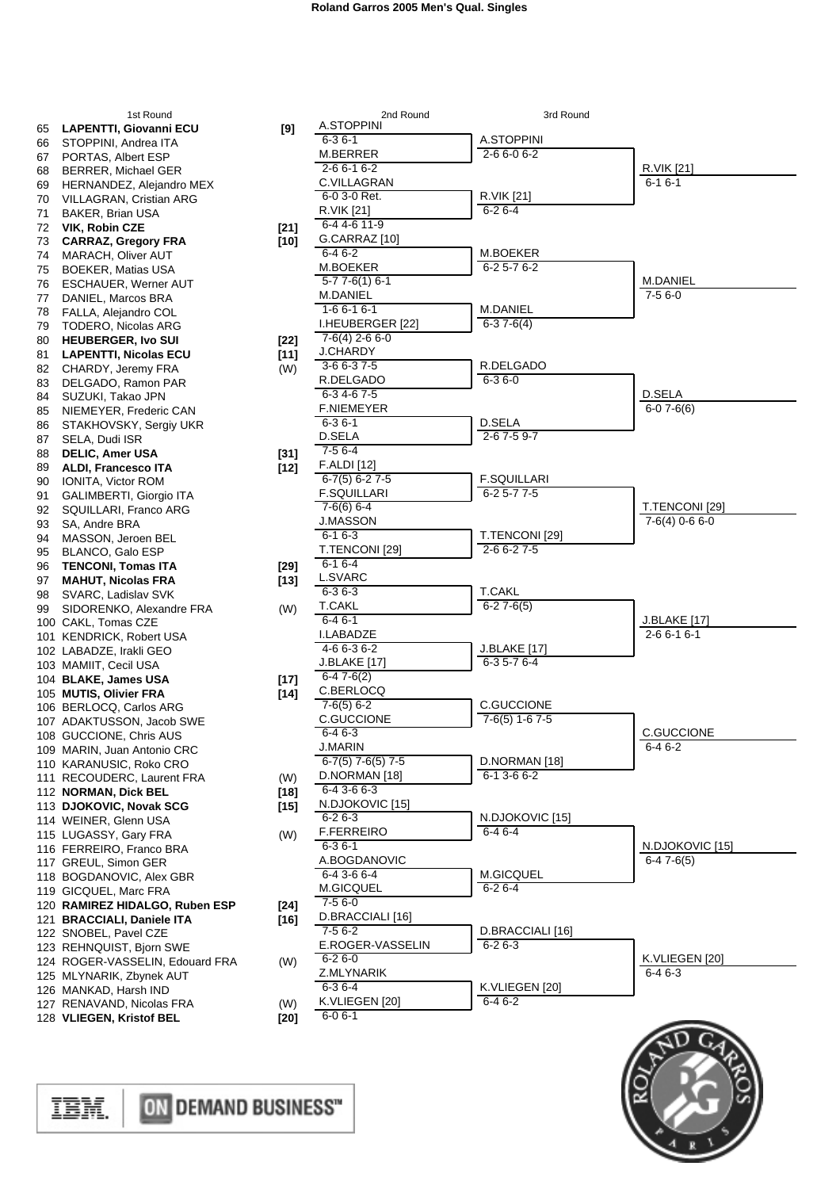# Roland Garros 2005 Men's Qual. Singles

| # | 1st Round | Seed | 2nd Round | 3rd Round | Qualifier |
|---|---|---|---|---|---|
| 65 | **LAPENTTI, Giovanni ECU** | [9] | A.STOPPINI 6-3 6-1 | A.STOPPINI 2-6 6-0 6-2 | R.VIK [21] 6-1 6-1 |
| 66 | STOPPINI, Andrea ITA | | | | |
| 67 | PORTAS, Albert ESP | | M.BERRER 2-6 6-1 6-2 | | |
| 68 | BERRER, Michael GER | | | | |
| 69 | HERNANDEZ, Alejandro MEX | | C.VILLAGRAN 6-0 3-0 Ret. | R.VIK [21] 6-2 6-4 | |
| 70 | VILLAGRAN, Cristian ARG | | | | |
| 71 | BAKER, Brian USA | | R.VIK [21] 6-4 4-6 11-9 | | |
| 72 | **VIK, Robin CZE** | [21] | | | |
| 73 | **CARRAZ, Gregory FRA** | [10] | G.CARRAZ [10] 6-4 6-2 | M.BOEKER 6-2 5-7 6-2 | M.DANIEL 7-5 6-0 |
| 74 | MARACH, Oliver AUT | | | | |
| 75 | BOEKER, Matias USA | | M.BOEKER 5-7 7-6(1) 6-1 | | |
| 76 | ESCHAUER, Werner AUT | | | | |
| 77 | DANIEL, Marcos BRA | | M.DANIEL 1-6 6-1 6-1 | M.DANIEL 6-3 7-6(4) | |
| 78 | FALLA, Alejandro COL | | | | |
| 79 | TODERO, Nicolas ARG | | I.HEUBERGER [22] 7-6(4) 2-6 6-0 | | |
| 80 | **HEUBERGER, Ivo SUI** | [22] | | | |
| 81 | **LAPENTTI, Nicolas ECU** | [11] | J.CHARDY 3-6 6-3 7-5 | R.DELGADO 6-3 6-0 | D.SELA 6-0 7-6(6) |
| 82 | CHARDY, Jeremy FRA | (W) | | | |
| 83 | DELGADO, Ramon PAR | | R.DELGADO 6-3 4-6 7-5 | | |
| 84 | SUZUKI, Takao JPN | | | | |
| 85 | NIEMEYER, Frederic CAN | | F.NIEMEYER 6-3 6-1 | D.SELA 2-6 7-5 9-7 | |
| 86 | STAKHOVSKY, Sergiy UKR | | | | |
| 87 | SELA, Dudi ISR | | D.SELA 7-5 6-4 | | |
| 88 | **DELIC, Amer USA** | [31] | | | |
| 89 | **ALDI, Francesco ITA** | [12] | F.ALDI [12] 6-7(5) 6-2 7-5 | F.SQUILLARI 6-2 5-7 7-5 | T.TENCONI [29] 7-6(4) 0-6 6-0 |
| 90 | IONITA, Victor ROM | | | | |
| 91 | GALIMBERTI, Giorgio ITA | | F.SQUILLARI 7-6(6) 6-4 | | |
| 92 | SQUILLARI, Franco ARG | | | | |
| 93 | SA, Andre BRA | | J.MASSON 6-1 6-3 | T.TENCONI [29] 2-6 6-2 7-5 | |
| 94 | MASSON, Jeroen BEL | | | | |
| 95 | BLANCO, Galo ESP | | T.TENCONI [29] 6-1 6-4 | | |
| 96 | **TENCONI, Tomas ITA** | [29] | | | |
| 97 | **MAHUT, Nicolas FRA** | [13] | L.SVARC 6-3 6-3 | T.CAKL 6-2 7-6(5) | J.BLAKE [17] 2-6 6-1 6-1 |
| 98 | SVARC, Ladislav SVK | | | | |
| 99 | SIDORENKO, Alexandre FRA | (W) | T.CAKL 6-4 6-1 | | |
| 100 | CAKL, Tomas CZE | | | | |
| 101 | KENDRICK, Robert USA | | I.LABADZE 4-6 6-3 6-2 | J.BLAKE [17] 6-3 5-7 6-4 | |
| 102 | LABADZE, Irakli GEO | | | | |
| 103 | MAMIIT, Cecil USA | | J.BLAKE [17] 6-4 7-6(2) | | |
| 104 | **BLAKE, James USA** | [17] | | | |
| 105 | **MUTIS, Olivier FRA** | [14] | C.BERLOCQ 7-6(5) 6-2 | C.GUCCIONE 7-6(5) 1-6 7-5 | C.GUCCIONE 6-4 6-2 |
| 106 | BERLOCQ, Carlos ARG | | | | |
| 107 | ADAKTUSSON, Jacob SWE | | C.GUCCIONE 6-4 6-3 | | |
| 108 | GUCCIONE, Chris AUS | | | | |
| 109 | MARIN, Juan Antonio CRC | | J.MARIN 6-7(5) 7-6(5) 7-5 | D.NORMAN [18] 6-1 3-6 6-2 | |
| 110 | KARANUSIC, Roko CRO | | | | |
| 111 | RECOUDERC, Laurent FRA | (W) | D.NORMAN [18] 6-4 3-6 6-3 | | |
| 112 | **NORMAN, Dick BEL** | [18] | | | |
| 113 | **DJOKOVIC, Novak SCG** | [15] | N.DJOKOVIC [15] 6-2 6-3 | N.DJOKOVIC [15] 6-4 6-4 | N.DJOKOVIC [15] 6-4 7-6(5) |
| 114 | WEINER, Glenn USA | | | | |
| 115 | LUGASSY, Gary FRA | (W) | F.FERREIRO 6-3 6-1 | | |
| 116 | FERREIRO, Franco BRA | | | | |
| 117 | GREUL, Simon GER | | A.BOGDANOVIC 6-4 3-6 6-4 | M.GICQUEL 6-2 6-4 | |
| 118 | BOGDANOVIC, Alex GBR | | | | |
| 119 | GICQUEL, Marc FRA | | M.GICQUEL 7-5 6-0 | | |
| 120 | **RAMIREZ HIDALGO, Ruben ESP** | [24] | | | |
| 121 | **BRACCIALI, Daniele ITA** | [16] | D.BRACCIALI [16] 7-5 6-2 | D.BRACCIALI [16] 6-2 6-3 | K.VLIEGEN [20] 6-4 6-3 |
| 122 | SNOBEL, Pavel CZE | | | | |
| 123 | REHNQUIST, Bjorn SWE | | E.ROGER-VASSELIN 6-2 6-0 | | |
| 124 | ROGER-VASSELIN, Edouard FRA | (W) | | | |
| 125 | MLYNARIK, Zbynek AUT | | Z.MLYNARIK 6-3 6-4 | K.VLIEGEN [20] 6-4 6-2 | |
| 126 | MANKAD, Harsh IND | | | | |
| 127 | RENAVAND, Nicolas FRA | (W) | K.VLIEGEN [20] 6-0 6-1 | | |
| 128 | **VLIEGEN, Kristof BEL** | [20] | | | |

IBM. ON DEMAND BUSINESS™

ROLAND GARROS PARIS